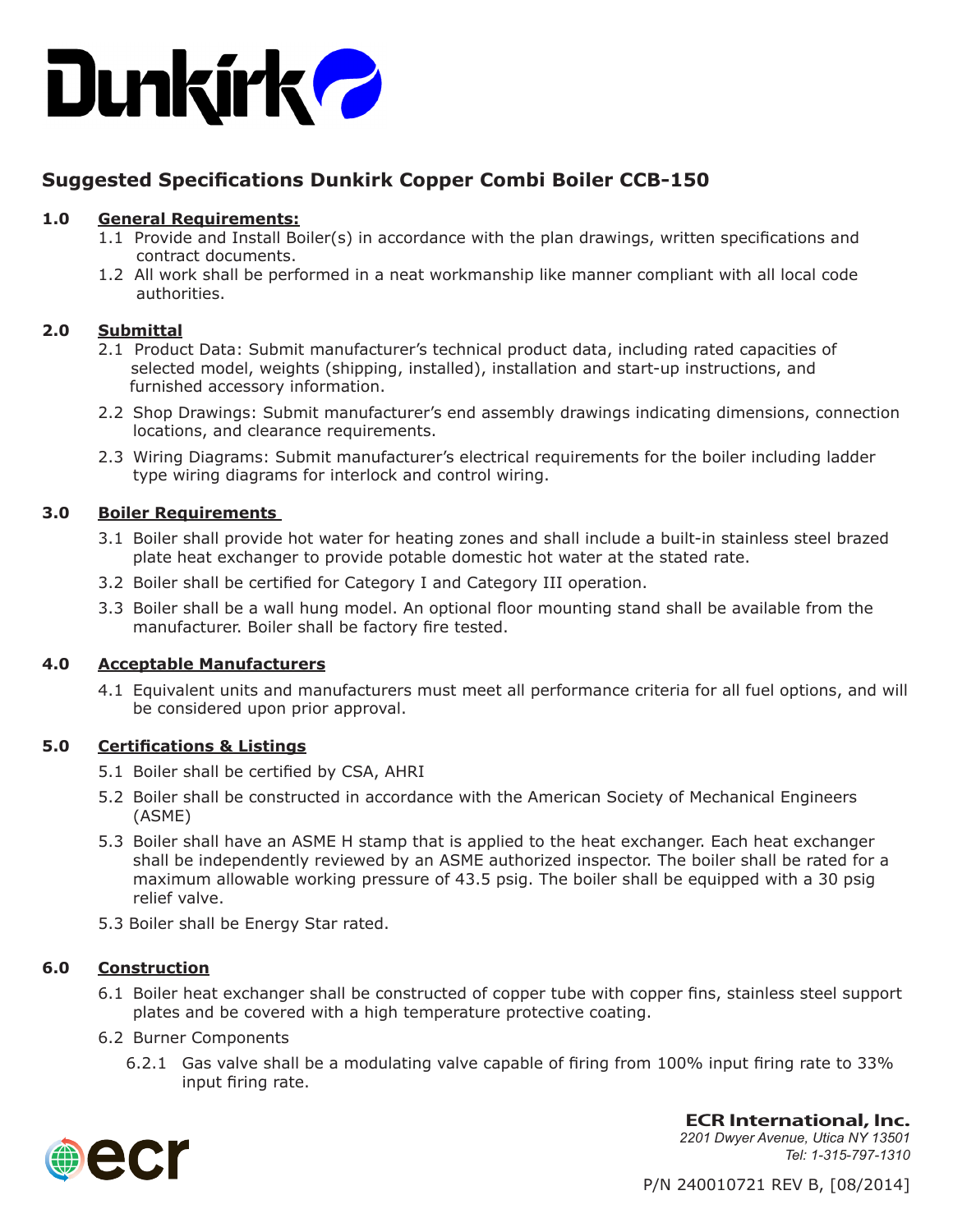Dunkirk

# Suggested Specifications Dunkirk Copper Combi Boiler CCB-150

## 1.0 General Requirements:

1.1 Provide and Install Boiler(s) in accordance with the plan drawings, written specifications and contract documents.

1.2 All work shall be performed in a neat workmanship like manner compliant with all local code authorities.

## 2.0 Submittal

2.1 Product Data: Submit manufacturer's technical product data, including rated capacities of selected model, weights (shipping, installed), installation and start-up instructions, and furnished accessory information.

2.2 Shop Drawings: Submit manufacturer's end assembly drawings indicating dimensions, connection locations, and clearance requirements.

2.3 Wiring Diagrams: Submit manufacturer's electrical requirements for the boiler including ladder type wiring diagrams for interlock and control wiring.

## 3.0 Boiler Requirements

3.1 Boiler shall provide hot water for heating zones and shall include a built-in stainless steel brazed plate heat exchanger to provide potable domestic hot water at the stated rate.

3.2 Boiler shall be certified for Category I and Category III operation.

3.3 Boiler shall be a wall hung model. An optional floor mounting stand shall be available from the manufacturer. Boiler shall be factory fire tested.

## 4.0 Acceptable Manufacturers

4.1 Equivalent units and manufacturers must meet all performance criteria for all fuel options, and will be considered upon prior approval.

## 5.0 Certifications & Listings

5.1 Boiler shall be certified by CSA, AHRI

5.2 Boiler shall be constructed in accordance with the American Society of Mechanical Engineers (ASME)

5.3 Boiler shall have an ASME H stamp that is applied to the heat exchanger. Each heat exchanger shall be independently reviewed by an ASME authorized inspector. The boiler shall be rated for a maximum allowable working pressure of 43.5 psig. The boiler shall be equipped with a 30 psig relief valve.

5.3 Boiler shall be Energy Star rated.

## 6.0 Construction

6.1 Boiler heat exchanger shall be constructed of copper tube with copper fins, stainless steel support plates and be covered with a high temperature protective coating.

6.2 Burner Components

6.2.1 Gas valve shall be a modulating valve capable of firing from 100% input firing rate to 33% input firing rate.

ecr

**ECR International, Inc.**
*2201 Dwyer Avenue, Utica NY 13501*
*Tel: 1-315-797-1310*

P/N 240010721 REV B, [08/2014]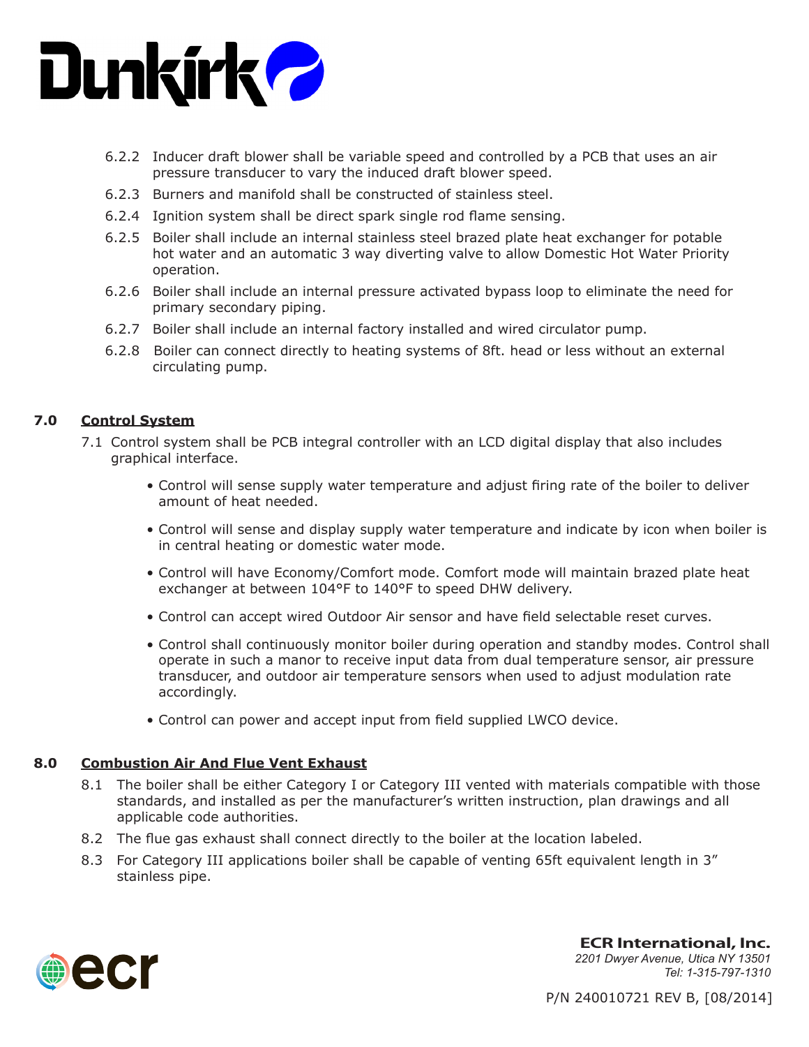6.2.2 Inducer draft blower shall be variable speed and controlled by a PCB that uses an air pressure transducer to vary the induced draft blower speed.

6.2.3 Burners and manifold shall be constructed of stainless steel.

6.2.4 Ignition system shall be direct spark single rod flame sensing.

6.2.5 Boiler shall include an internal stainless steel brazed plate heat exchanger for potable hot water and an automatic 3 way diverting valve to allow Domestic Hot Water Priority operation.

6.2.6 Boiler shall include an internal pressure activated bypass loop to eliminate the need for primary secondary piping.

6.2.7 Boiler shall include an internal factory installed and wired circulator pump.

6.2.8 Boiler can connect directly to heating systems of 8ft. head or less without an external circulating pump.

## 7.0 Control System

7.1 Control system shall be PCB integral controller with an LCD digital display that also includes graphical interface.

- Control will sense supply water temperature and adjust firing rate of the boiler to deliver amount of heat needed.
- Control will sense and display supply water temperature and indicate by icon when boiler is in central heating or domestic water mode.
- Control will have Economy/Comfort mode. Comfort mode will maintain brazed plate heat exchanger at between 104°F to 140°F to speed DHW delivery.
- Control can accept wired Outdoor Air sensor and have field selectable reset curves.
- Control shall continuously monitor boiler during operation and standby modes. Control shall operate in such a manor to receive input data from dual temperature sensor, air pressure transducer, and outdoor air temperature sensors when used to adjust modulation rate accordingly.
- Control can power and accept input from field supplied LWCO device.

## 8.0 Combustion Air And Flue Vent Exhaust

8.1 The boiler shall be either Category I or Category III vented with materials compatible with those standards, and installed as per the manufacturer's written instruction, plan drawings and all applicable code authorities.

8.2 The flue gas exhaust shall connect directly to the boiler at the location labeled.

8.3 For Category III applications boiler shall be capable of venting 65ft equivalent length in 3" stainless pipe.

**ECR International, Inc.**
*2201 Dwyer Avenue, Utica NY 13501*
*Tel: 1-315-797-1310*

P/N 240010721 REV B, [08/2014]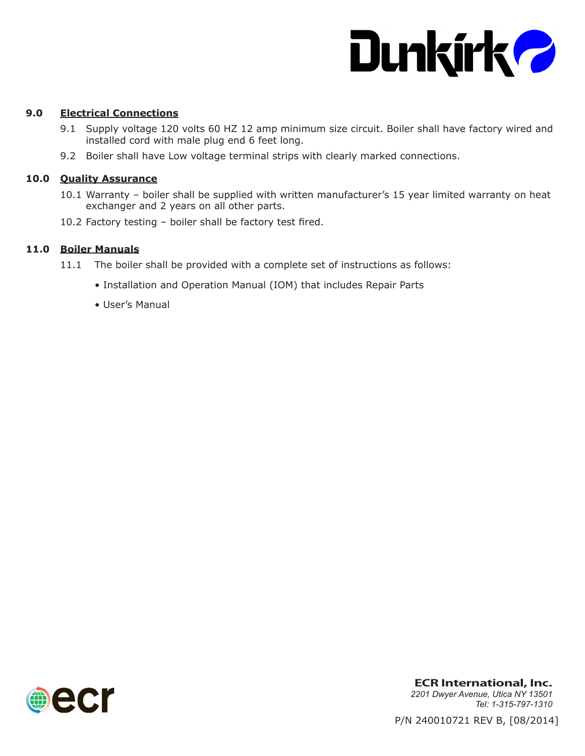## 9.0 Electrical Connections

9.1 Supply voltage 120 volts 60 HZ 12 amp minimum size circuit. Boiler shall have factory wired and installed cord with male plug end 6 feet long.

9.2 Boiler shall have Low voltage terminal strips with clearly marked connections.

## 10.0 Quality Assurance

10.1 Warranty – boiler shall be supplied with written manufacturer's 15 year limited warranty on heat exchanger and 2 years on all other parts.

10.2 Factory testing – boiler shall be factory test fired.

## 11.0 Boiler Manuals

11.1 The boiler shall be provided with a complete set of instructions as follows:

- Installation and Operation Manual (IOM) that includes Repair Parts
- User's Manual

**ECR International, Inc.**
*2201 Dwyer Avenue, Utica NY 13501*
*Tel: 1-315-797-1310*

P/N 240010721 REV B, [08/2014]